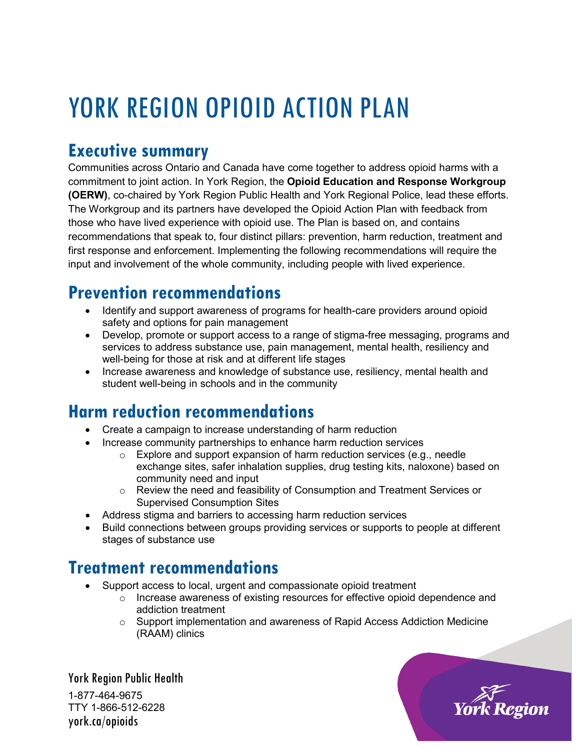# YORK REGION OPIOID ACTION PLAN

## Executive summary

Communities across Ontario and Canada have come together to address opioid harms with a commitment to joint action. In York Region, the **Opioid Education and Response Workgroup (OERW)**, co-chaired by York Region Public Health and York Regional Police, lead these efforts. The Workgroup and its partners have developed the Opioid Action Plan with feedback from those who have lived experience with opioid use. The Plan is based on, and contains recommendations that speak to, four distinct pillars: prevention, harm reduction, treatment and first response and enforcement. Implementing the following recommendations will require the input and involvement of the whole community, including people with lived experience.

## Prevention recommendations

- Identify and support awareness of programs for health-care providers around opioid safety and options for pain management
- Develop, promote or support access to a range of stigma-free messaging, programs and services to address substance use, pain management, mental health, resiliency and well-being for those at risk and at different life stages
- Increase awareness and knowledge of substance use, resiliency, mental health and student well-being in schools and in the community

## Harm reduction recommendations

- Create a campaign to increase understanding of harm reduction
- Increase community partnerships to enhance harm reduction services
  - Explore and support expansion of harm reduction services (e.g., needle exchange sites, safer inhalation supplies, drug testing kits, naloxone) based on community need and input
  - Review the need and feasibility of Consumption and Treatment Services or Supervised Consumption Sites
- Address stigma and barriers to accessing harm reduction services
- Build connections between groups providing services or supports to people at different stages of substance use

## Treatment recommendations

- Support access to local, urgent and compassionate opioid treatment
  - Increase awareness of existing resources for effective opioid dependence and addiction treatment
  - Support implementation and awareness of Rapid Access Addiction Medicine (RAAM) clinics

York Region Public Health
1-877-464-9675
TTY 1-866-512-6228
york.ca/opioids

York Region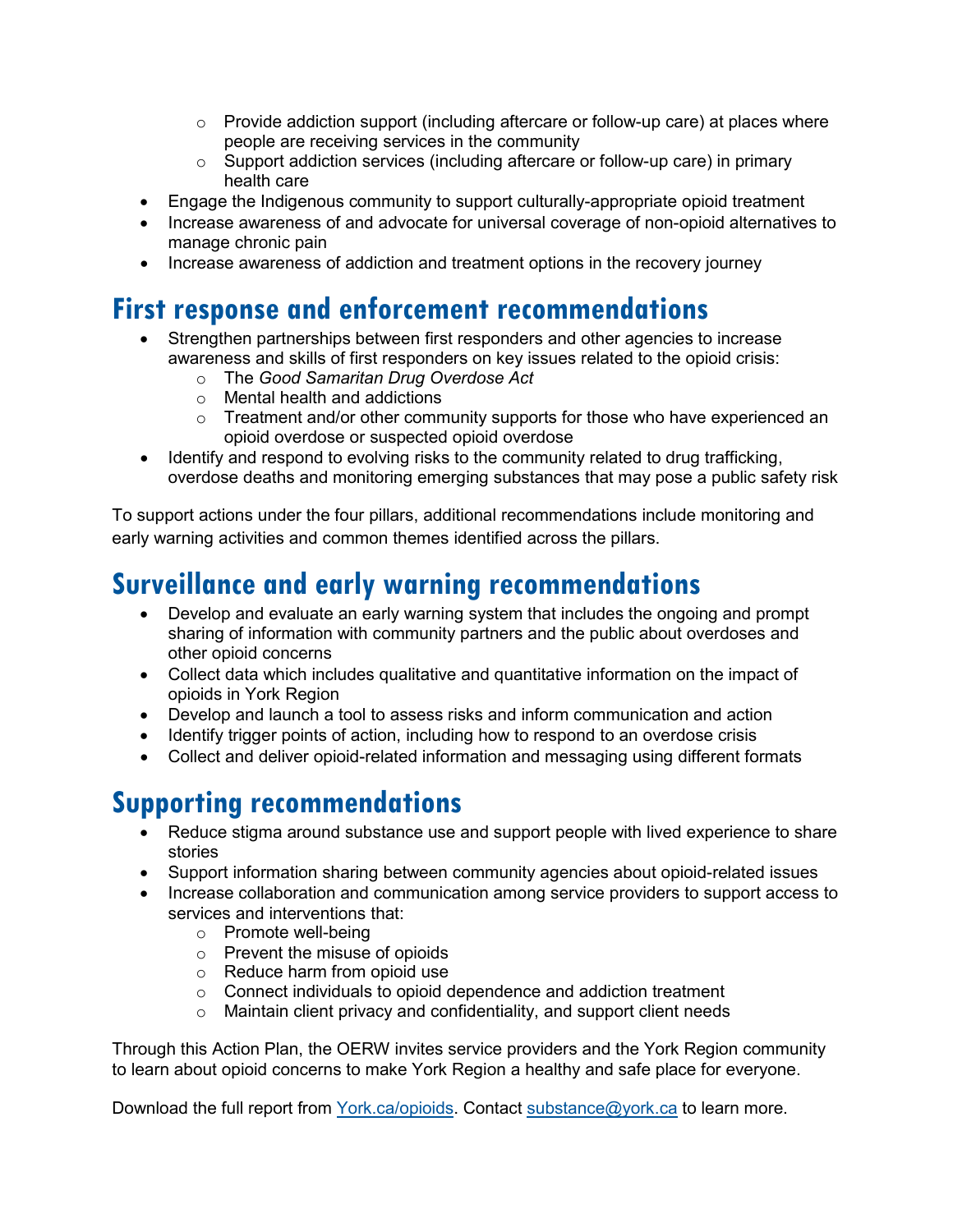- Provide addiction support (including aftercare or follow-up care) at places where people are receiving services in the community
    - Support addiction services (including aftercare or follow-up care) in primary health care
- Engage the Indigenous community to support culturally-appropriate opioid treatment
- Increase awareness of and advocate for universal coverage of non-opioid alternatives to manage chronic pain
- Increase awareness of addiction and treatment options in the recovery journey

## First response and enforcement recommendations

- Strengthen partnerships between first responders and other agencies to increase awareness and skills of first responders on key issues related to the opioid crisis:
    - The *Good Samaritan Drug Overdose Act*
    - Mental health and addictions
    - Treatment and/or other community supports for those who have experienced an opioid overdose or suspected opioid overdose
- Identify and respond to evolving risks to the community related to drug trafficking, overdose deaths and monitoring emerging substances that may pose a public safety risk

To support actions under the four pillars, additional recommendations include monitoring and early warning activities and common themes identified across the pillars.

## Surveillance and early warning recommendations

- Develop and evaluate an early warning system that includes the ongoing and prompt sharing of information with community partners and the public about overdoses and other opioid concerns
- Collect data which includes qualitative and quantitative information on the impact of opioids in York Region
- Develop and launch a tool to assess risks and inform communication and action
- Identify trigger points of action, including how to respond to an overdose crisis
- Collect and deliver opioid-related information and messaging using different formats

## Supporting recommendations

- Reduce stigma around substance use and support people with lived experience to share stories
- Support information sharing between community agencies about opioid-related issues
- Increase collaboration and communication among service providers to support access to services and interventions that:
    - Promote well-being
    - Prevent the misuse of opioids
    - Reduce harm from opioid use
    - Connect individuals to opioid dependence and addiction treatment
    - Maintain client privacy and confidentiality, and support client needs

Through this Action Plan, the OERW invites service providers and the York Region community to learn about opioid concerns to make York Region a healthy and safe place for everyone.

Download the full report from [York.ca/opioids](York.ca/opioids). Contact [substance@york.ca](mailto:substance@york.ca) to learn more.